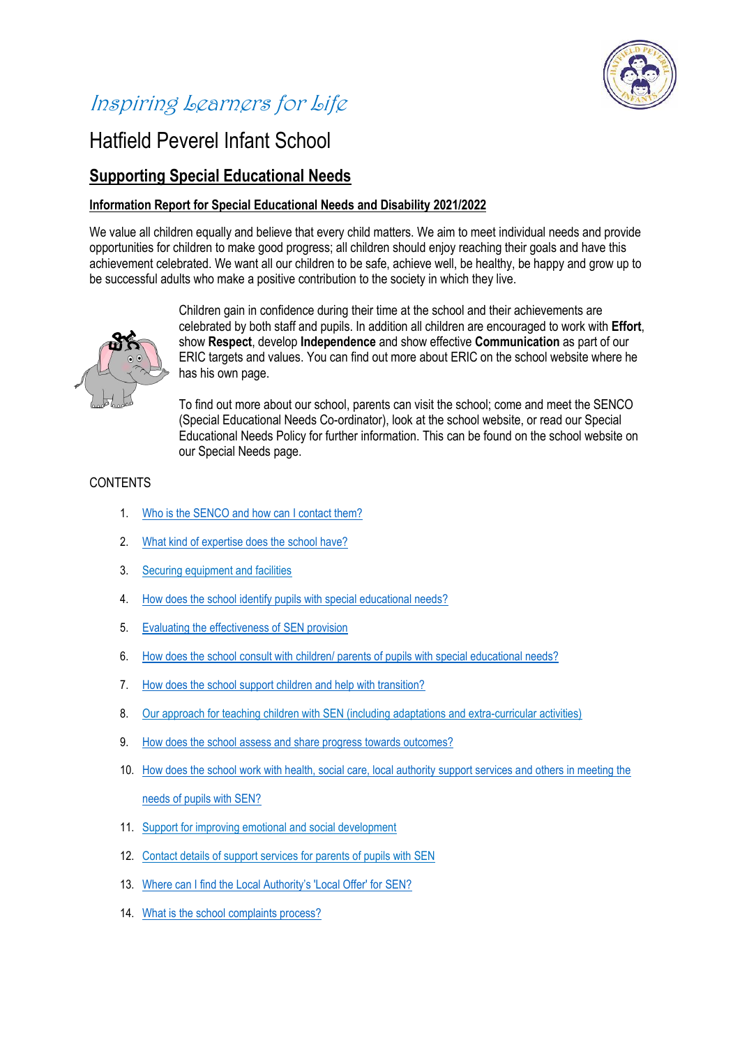*Inspiring Learners for Life*

# Hatfield Peverel Infant School

## Supporting Special Educational Needs

### Information Report for Special Educational Needs and Disability 2021/2022

We value all children equally and believe that every child matters. We aim to meet individual needs and provide opportunities for children to make good progress; all children should enjoy reaching their goals and have this achievement celebrated. We want all our children to be safe, achieve well, be healthy, be happy and grow up to be successful adults who make a positive contribution to the society in which they live.

Children gain in confidence during their time at the school and their achievements are celebrated by both staff and pupils. In addition all children are encouraged to work with **Effort**, show **Respect**, develop **Independence** and show effective **Communication** as part of our ERIC targets and values. You can find out more about ERIC on the school website where he has his own page.

To find out more about our school, parents can visit the school; come and meet the SENCO (Special Educational Needs Co-ordinator), look at the school website, or read our Special Educational Needs Policy for further information. This can be found on the school website on our Special Needs page.

CONTENTS

1. Who is the SENCO and how can I contact them?
2. What kind of expertise does the school have?
3. Securing equipment and facilities
4. How does the school identify pupils with special educational needs?
5. Evaluating the effectiveness of SEN provision
6. How does the school consult with children/ parents of pupils with special educational needs?
7. How does the school support children and help with transition?
8. Our approach for teaching children with SEN (including adaptations and extra-curricular activities)
9. How does the school assess and share progress towards outcomes?
10. How does the school work with health, social care, local authority support services and others in meeting the needs of pupils with SEN?
11. Support for improving emotional and social development
12. Contact details of support services for parents of pupils with SEN
13. Where can I find the Local Authority's 'Local Offer' for SEN?
14. What is the school complaints process?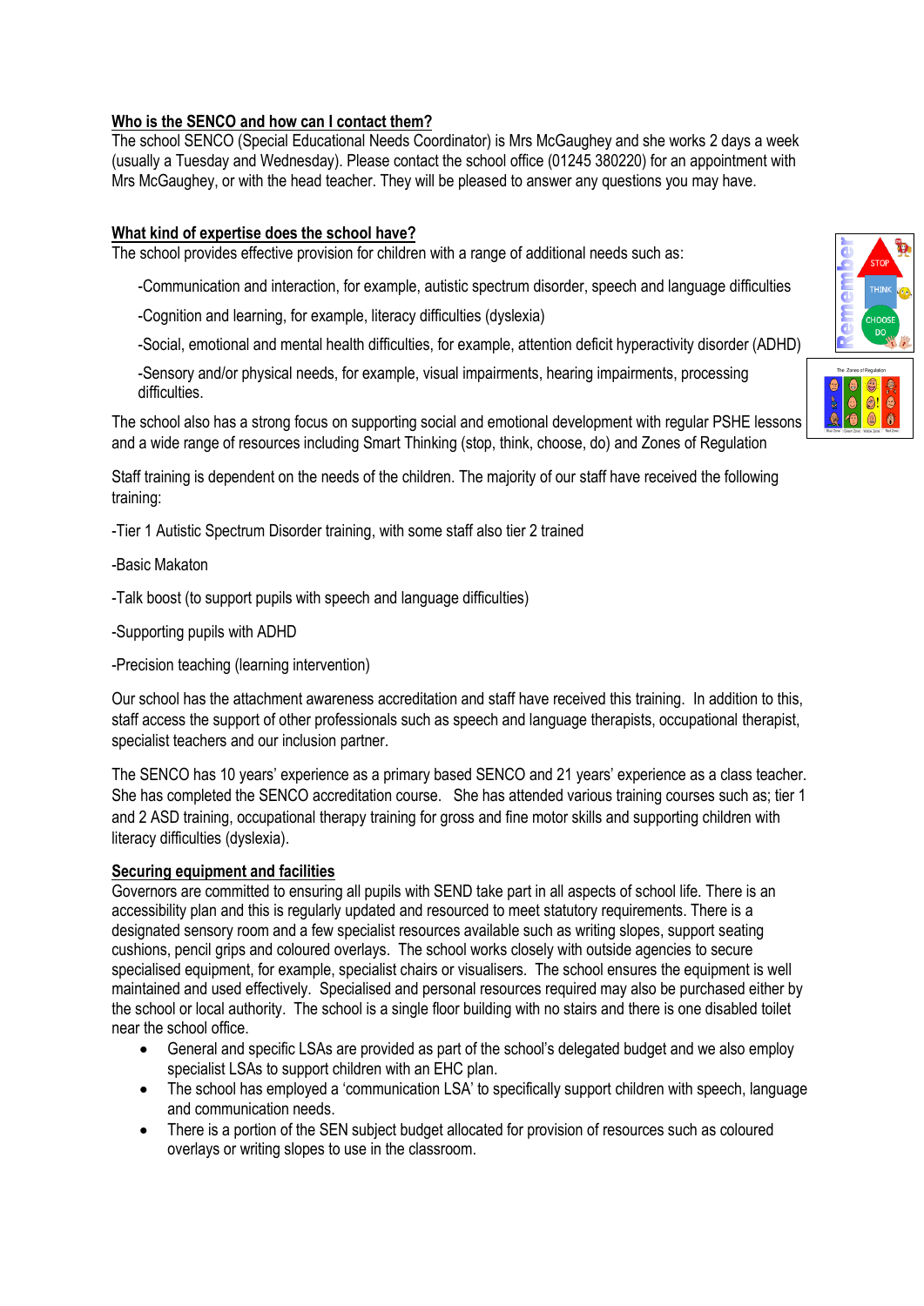## Who is the SENCO and how can I contact them?

The school SENCO (Special Educational Needs Coordinator) is Mrs McGaughey and she works 2 days a week (usually a Tuesday and Wednesday). Please contact the school office (01245 380220) for an appointment with Mrs McGaughey, or with the head teacher. They will be pleased to answer any questions you may have.

## What kind of expertise does the school have?

The school provides effective provision for children with a range of additional needs such as:

-Communication and interaction, for example, autistic spectrum disorder, speech and language difficulties

-Cognition and learning, for example, literacy difficulties (dyslexia)

-Social, emotional and mental health difficulties, for example, attention deficit hyperactivity disorder (ADHD)

-Sensory and/or physical needs, for example, visual impairments, hearing impairments, processing difficulties.

The school also has a strong focus on supporting social and emotional development with regular PSHE lessons and a wide range of resources including Smart Thinking (stop, think, choose, do) and Zones of Regulation

Staff training is dependent on the needs of the children. The majority of our staff have received the following training:

-Tier 1 Autistic Spectrum Disorder training, with some staff also tier 2 trained

-Basic Makaton

-Talk boost (to support pupils with speech and language difficulties)

-Supporting pupils with ADHD

-Precision teaching (learning intervention)

Our school has the attachment awareness accreditation and staff have received this training. In addition to this, staff access the support of other professionals such as speech and language therapists, occupational therapist, specialist teachers and our inclusion partner.

The SENCO has 10 years' experience as a primary based SENCO and 21 years' experience as a class teacher. She has completed the SENCO accreditation course. She has attended various training courses such as; tier 1 and 2 ASD training, occupational therapy training for gross and fine motor skills and supporting children with literacy difficulties (dyslexia).

## Securing equipment and facilities

Governors are committed to ensuring all pupils with SEND take part in all aspects of school life. There is an accessibility plan and this is regularly updated and resourced to meet statutory requirements. There is a designated sensory room and a few specialist resources available such as writing slopes, support seating cushions, pencil grips and coloured overlays. The school works closely with outside agencies to secure specialised equipment, for example, specialist chairs or visualisers. The school ensures the equipment is well maintained and used effectively. Specialised and personal resources required may also be purchased either by the school or local authority. The school is a single floor building with no stairs and there is one disabled toilet near the school office.

- General and specific LSAs are provided as part of the school's delegated budget and we also employ specialist LSAs to support children with an EHC plan.
- The school has employed a 'communication LSA' to specifically support children with speech, language and communication needs.
- There is a portion of the SEN subject budget allocated for provision of resources such as coloured overlays or writing slopes to use in the classroom.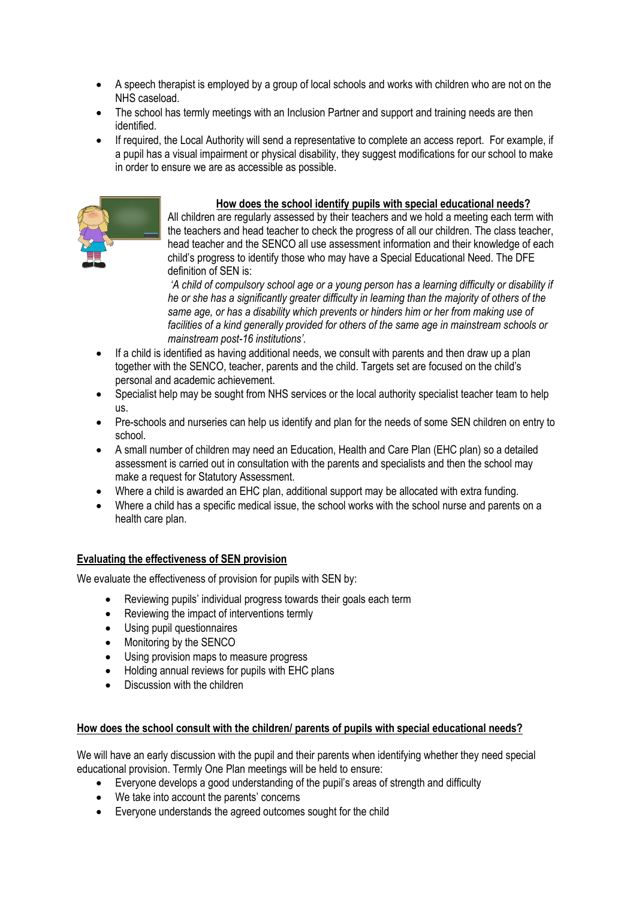- A speech therapist is employed by a group of local schools and works with children who are not on the NHS caseload.
- The school has termly meetings with an Inclusion Partner and support and training needs are then identified.
- If required, the Local Authority will send a representative to complete an access report. For example, if a pupil has a visual impairment or physical disability, they suggest modifications for our school to make in order to ensure we are as accessible as possible.

## How does the school identify pupils with special educational needs?

All children are regularly assessed by their teachers and we hold a meeting each term with the teachers and head teacher to check the progress of all our children. The class teacher, head teacher and the SENCO all use assessment information and their knowledge of each child's progress to identify those who may have a Special Educational Need. The DFE definition of SEN is:

*'A child of compulsory school age or a young person has a learning difficulty or disability if he or she has a significantly greater difficulty in learning than the majority of others of the same age, or has a disability which prevents or hinders him or her from making use of facilities of a kind generally provided for others of the same age in mainstream schools or mainstream post-16 institutions'.*

- If a child is identified as having additional needs, we consult with parents and then draw up a plan together with the SENCO, teacher, parents and the child. Targets set are focused on the child's personal and academic achievement.
- Specialist help may be sought from NHS services or the local authority specialist teacher team to help us.
- Pre-schools and nurseries can help us identify and plan for the needs of some SEN children on entry to school.
- A small number of children may need an Education, Health and Care Plan (EHC plan) so a detailed assessment is carried out in consultation with the parents and specialists and then the school may make a request for Statutory Assessment.
- Where a child is awarded an EHC plan, additional support may be allocated with extra funding.
- Where a child has a specific medical issue, the school works with the school nurse and parents on a health care plan.

## Evaluating the effectiveness of SEN provision

We evaluate the effectiveness of provision for pupils with SEN by:

- Reviewing pupils' individual progress towards their goals each term
- Reviewing the impact of interventions termly
- Using pupil questionnaires
- Monitoring by the SENCO
- Using provision maps to measure progress
- Holding annual reviews for pupils with EHC plans
- Discussion with the children

## How does the school consult with the children/ parents of pupils with special educational needs?

We will have an early discussion with the pupil and their parents when identifying whether they need special educational provision. Termly One Plan meetings will be held to ensure:

- Everyone develops a good understanding of the pupil's areas of strength and difficulty
- We take into account the parents' concerns
- Everyone understands the agreed outcomes sought for the child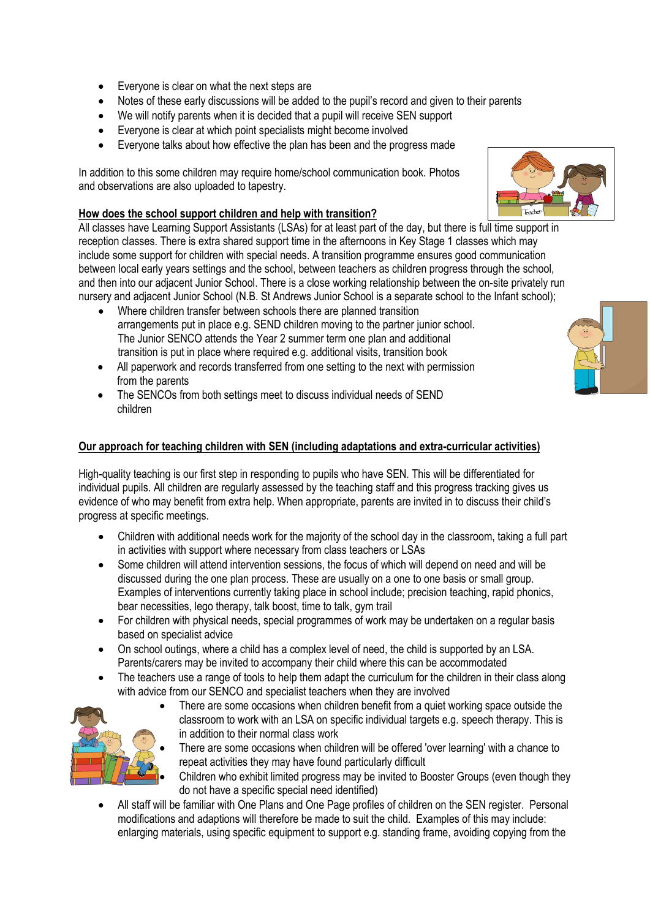- Everyone is clear on what the next steps are
- Notes of these early discussions will be added to the pupil's record and given to their parents
- We will notify parents when it is decided that a pupil will receive SEN support
- Everyone is clear at which point specialists might become involved
- Everyone talks about how effective the plan has been and the progress made

In addition to this some children may require home/school communication book. Photos and observations are also uploaded to tapestry.

**How does the school support children and help with transition?**

All classes have Learning Support Assistants (LSAs) for at least part of the day, but there is full time support in reception classes. There is extra shared support time in the afternoons in Key Stage 1 classes which may include some support for children with special needs. A transition programme ensures good communication between local early years settings and the school, between teachers as children progress through the school, and then into our adjacent Junior School. There is a close working relationship between the on-site privately run nursery and adjacent Junior School (N.B. St Andrews Junior School is a separate school to the Infant school);

- Where children transfer between schools there are planned transition arrangements put in place e.g. SEND children moving to the partner junior school. The Junior SENCO attends the Year 2 summer term one plan and additional transition is put in place where required e.g. additional visits, transition book
- All paperwork and records transferred from one setting to the next with permission from the parents
- The SENCOs from both settings meet to discuss individual needs of SEND children

**Our approach for teaching children with SEN (including adaptations and extra-curricular activities)**

High-quality teaching is our first step in responding to pupils who have SEN. This will be differentiated for individual pupils. All children are regularly assessed by the teaching staff and this progress tracking gives us evidence of who may benefit from extra help. When appropriate, parents are invited in to discuss their child's progress at specific meetings.

- Children with additional needs work for the majority of the school day in the classroom, taking a full part in activities with support where necessary from class teachers or LSAs
- Some children will attend intervention sessions, the focus of which will depend on need and will be discussed during the one plan process. These are usually on a one to one basis or small group. Examples of interventions currently taking place in school include; precision teaching, rapid phonics, bear necessities, lego therapy, talk boost, time to talk, gym trail
- For children with physical needs, special programmes of work may be undertaken on a regular basis based on specialist advice
- On school outings, where a child has a complex level of need, the child is supported by an LSA. Parents/carers may be invited to accompany their child where this can be accommodated
- The teachers use a range of tools to help them adapt the curriculum for the children in their class along with advice from our SENCO and specialist teachers when they are involved
- There are some occasions when children benefit from a quiet working space outside the classroom to work with an LSA on specific individual targets e.g. speech therapy. This is in addition to their normal class work
- There are some occasions when children will be offered 'over learning' with a chance to repeat activities they may have found particularly difficult
- Children who exhibit limited progress may be invited to Booster Groups (even though they do not have a specific special need identified)
- All staff will be familiar with One Plans and One Page profiles of children on the SEN register. Personal modifications and adaptions will therefore be made to suit the child. Examples of this may include: enlarging materials, using specific equipment to support e.g. standing frame, avoiding copying from the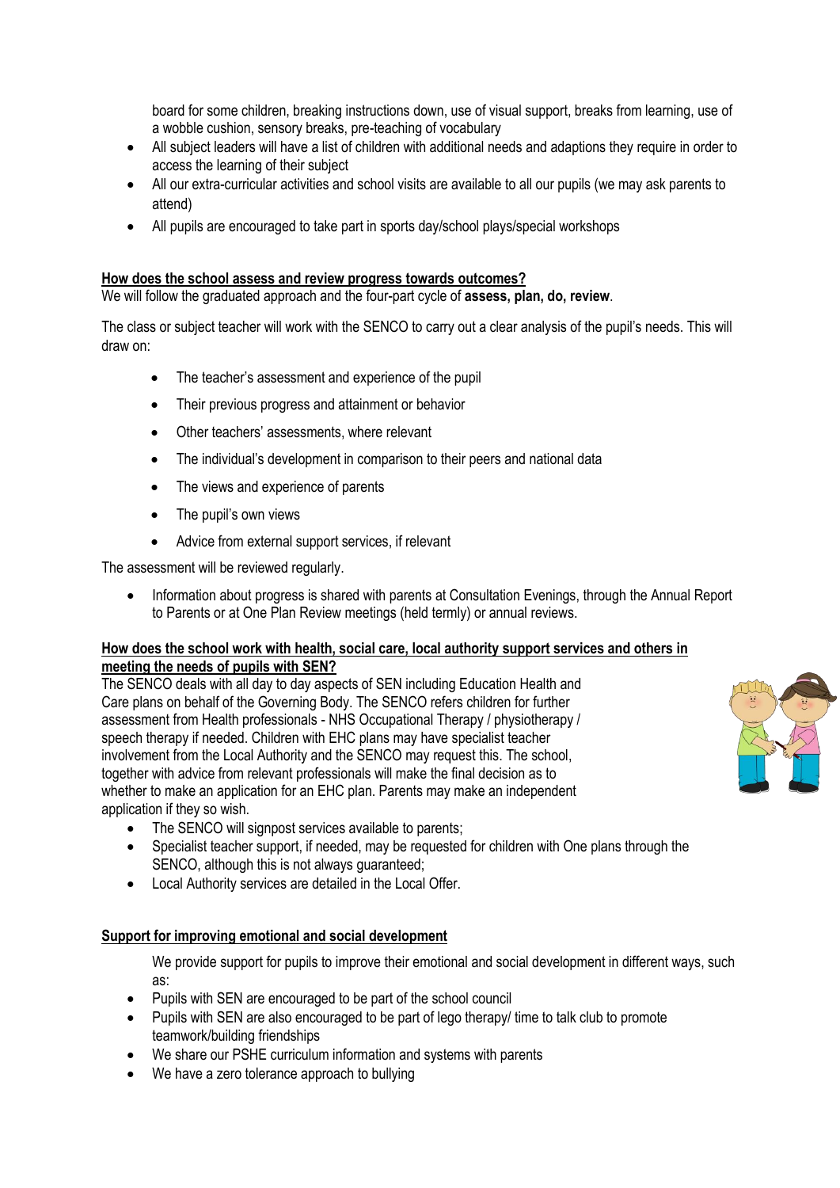board for some children, breaking instructions down, use of visual support, breaks from learning, use of a wobble cushion, sensory breaks, pre-teaching of vocabulary

- All subject leaders will have a list of children with additional needs and adaptions they require in order to access the learning of their subject
- All our extra-curricular activities and school visits are available to all our pupils (we may ask parents to attend)
- All pupils are encouraged to take part in sports day/school plays/special workshops

**How does the school assess and review progress towards outcomes?**

We will follow the graduated approach and the four-part cycle of **assess, plan, do, review**.

The class or subject teacher will work with the SENCO to carry out a clear analysis of the pupil's needs. This will draw on:

- The teacher's assessment and experience of the pupil
- Their previous progress and attainment or behavior
- Other teachers' assessments, where relevant
- The individual's development in comparison to their peers and national data
- The views and experience of parents
- The pupil's own views
- Advice from external support services, if relevant

The assessment will be reviewed regularly.

- Information about progress is shared with parents at Consultation Evenings, through the Annual Report to Parents or at One Plan Review meetings (held termly) or annual reviews.

**How does the school work with health, social care, local authority support services and others in meeting the needs of pupils with SEN?**

The SENCO deals with all day to day aspects of SEN including Education Health and Care plans on behalf of the Governing Body. The SENCO refers children for further assessment from Health professionals - NHS Occupational Therapy / physiotherapy / speech therapy if needed. Children with EHC plans may have specialist teacher involvement from the Local Authority and the SENCO may request this. The school, together with advice from relevant professionals will make the final decision as to whether to make an application for an EHC plan. Parents may make an independent application if they so wish.

- The SENCO will signpost services available to parents;
- Specialist teacher support, if needed, may be requested for children with One plans through the SENCO, although this is not always guaranteed;
- Local Authority services are detailed in the Local Offer.

**Support for improving emotional and social development**

We provide support for pupils to improve their emotional and social development in different ways, such as:

- Pupils with SEN are encouraged to be part of the school council
- Pupils with SEN are also encouraged to be part of lego therapy/ time to talk club to promote teamwork/building friendships
- We share our PSHE curriculum information and systems with parents
- We have a zero tolerance approach to bullying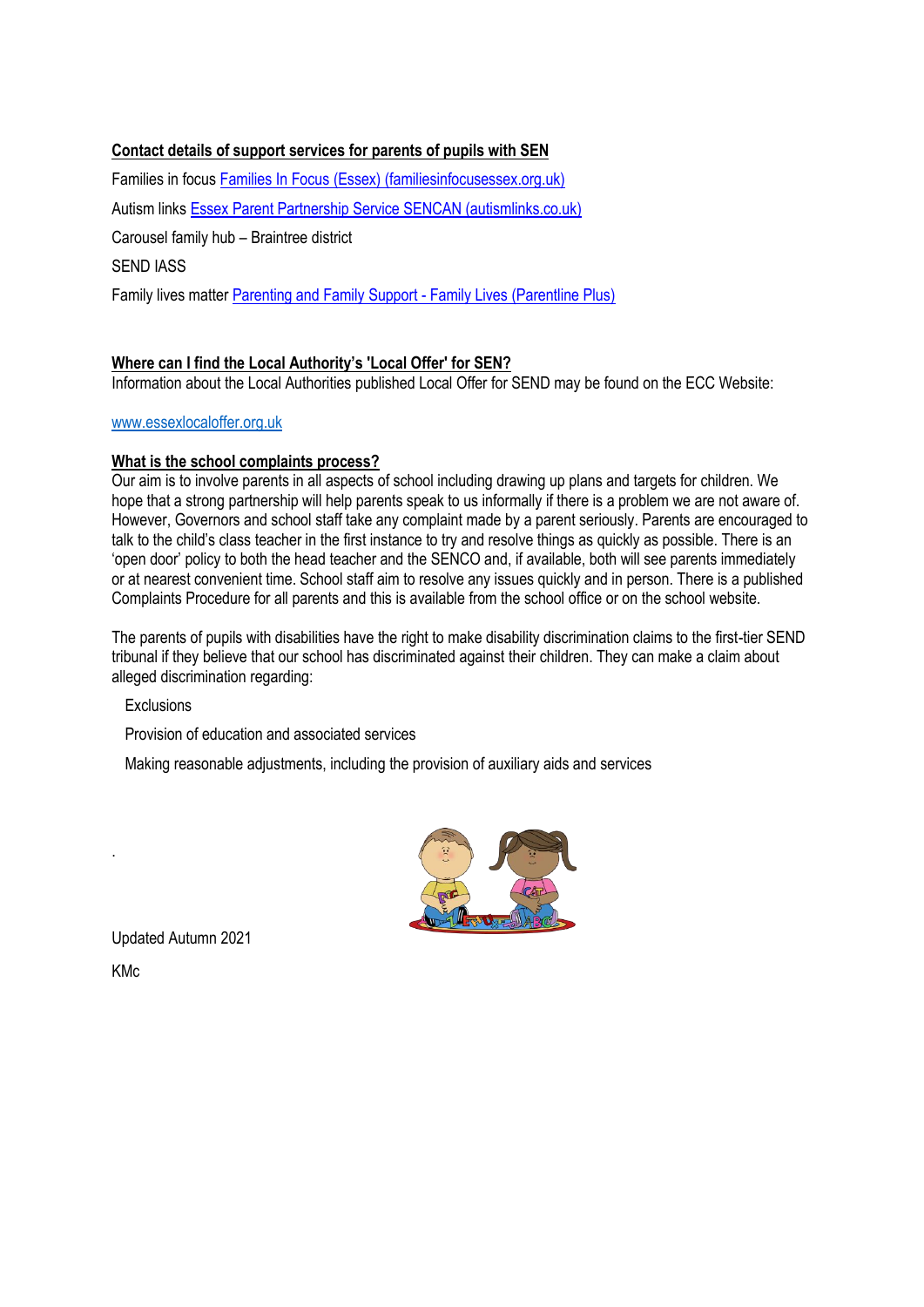**Contact details of support services for parents of pupils with SEN**

Families in focus [Families In Focus (Essex) (familiesinfocusessex.org.uk)]

Autism links [Essex Parent Partnership Service SENCAN (autismlinks.co.uk)]

Carousel family hub – Braintree district

SEND IASS

Family lives matter [Parenting and Family Support - Family Lives (Parentline Plus)]

**Where can I find the Local Authority's 'Local Offer' for SEN?**

Information about the Local Authorities published Local Offer for SEND may be found on the ECC Website:

www.essexlocaloffer.org.uk

**What is the school complaints process?**

Our aim is to involve parents in all aspects of school including drawing up plans and targets for children. We hope that a strong partnership will help parents speak to us informally if there is a problem we are not aware of. However, Governors and school staff take any complaint made by a parent seriously. Parents are encouraged to talk to the child's class teacher in the first instance to try and resolve things as quickly as possible. There is an 'open door' policy to both the head teacher and the SENCO and, if available, both will see parents immediately or at nearest convenient time. School staff aim to resolve any issues quickly and in person. There is a published Complaints Procedure for all parents and this is available from the school office or on the school website.

The parents of pupils with disabilities have the right to make disability discrimination claims to the first-tier SEND tribunal if they believe that our school has discriminated against their children. They can make a claim about alleged discrimination regarding:

- Exclusions
- Provision of education and associated services
- Making reasonable adjustments, including the provision of auxiliary aids and services

Updated Autumn 2021

KMc